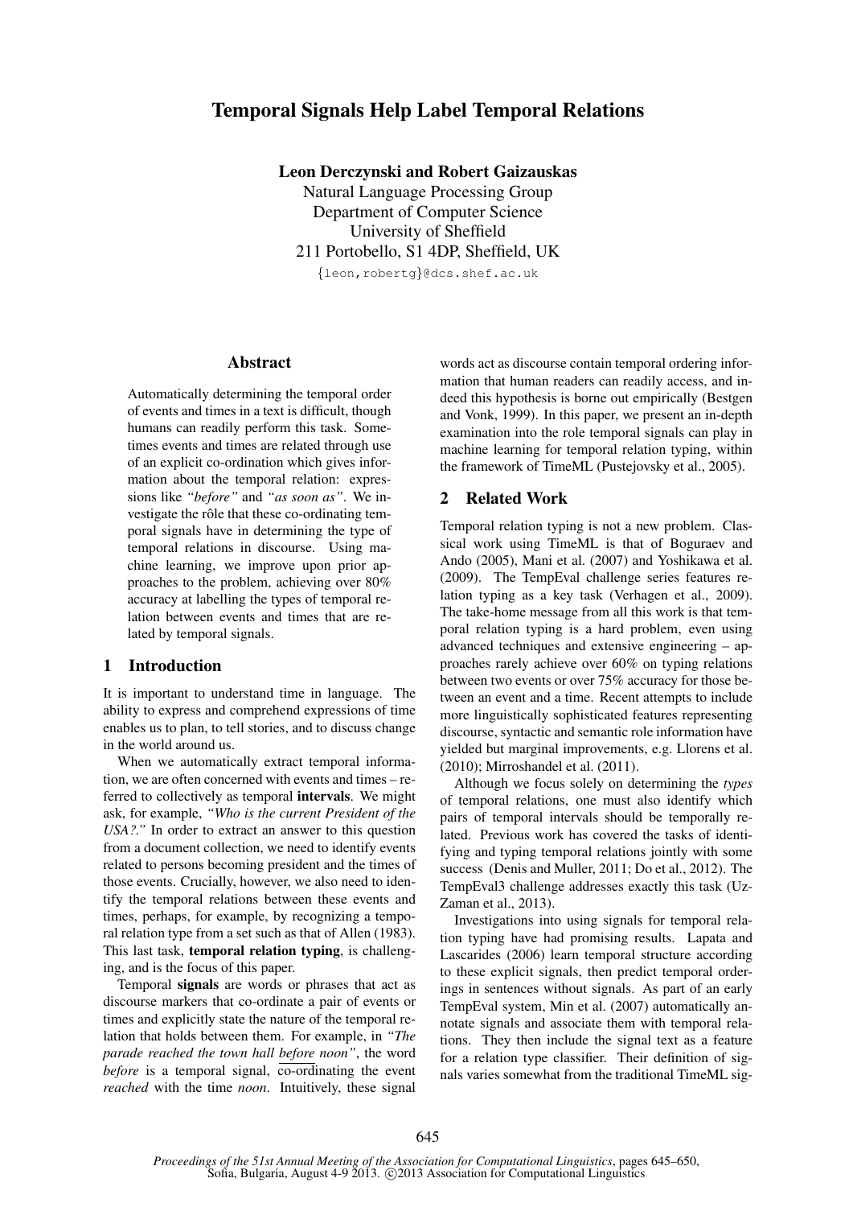# Temporal Signals Help Label Temporal Relations

**Leon Derczynski and Robert Gaizauskas**
Natural Language Processing Group
Department of Computer Science
University of Sheffield
211 Portobello, S1 4DP, Sheffield, UK
{leon,robertg}@dcs.shef.ac.uk

## Abstract

Automatically determining the temporal order of events and times in a text is difficult, though humans can readily perform this task. Sometimes events and times are related through use of an explicit co-ordination which gives information about the temporal relation: expressions like *"before"* and *"as soon as"*. We investigate the rôle that these co-ordinating temporal signals have in determining the type of temporal relations in discourse. Using machine learning, we improve upon prior approaches to the problem, achieving over 80% accuracy at labelling the types of temporal relation between events and times that are related by temporal signals.

## 1 Introduction

It is important to understand time in language. The ability to express and comprehend expressions of time enables us to plan, to tell stories, and to discuss change in the world around us.

When we automatically extract temporal information, we are often concerned with events and times – referred to collectively as temporal **intervals**. We might ask, for example, *"Who is the current President of the USA?."* In order to extract an answer to this question from a document collection, we need to identify events related to persons becoming president and the times of those events. Crucially, however, we also need to identify the temporal relations between these events and times, perhaps, for example, by recognizing a temporal relation type from a set such as that of Allen (1983). This last task, **temporal relation typing**, is challenging, and is the focus of this paper.

Temporal **signals** are words or phrases that act as discourse markers that co-ordinate a pair of events or times and explicitly state the nature of the temporal relation that holds between them. For example, in *"The parade reached the town hall before noon"*, the word *before* is a temporal signal, co-ordinating the event *reached* with the time *noon*. Intuitively, these signal words act as discourse contain temporal ordering information that human readers can readily access, and indeed this hypothesis is borne out empirically (Bestgen and Vonk, 1999). In this paper, we present an in-depth examination into the role temporal signals can play in machine learning for temporal relation typing, within the framework of TimeML (Pustejovsky et al., 2005).

## 2 Related Work

Temporal relation typing is not a new problem. Classical work using TimeML is that of Boguraev and Ando (2005), Mani et al. (2007) and Yoshikawa et al. (2009). The TempEval challenge series features relation typing as a key task (Verhagen et al., 2009). The take-home message from all this work is that temporal relation typing is a hard problem, even using advanced techniques and extensive engineering – approaches rarely achieve over 60% on typing relations between two events or over 75% accuracy for those between an event and a time. Recent attempts to include more linguistically sophisticated features representing discourse, syntactic and semantic role information have yielded but marginal improvements, e.g. Llorens et al. (2010); Mirroshandel et al. (2011).

Although we focus solely on determining the *types* of temporal relations, one must also identify which pairs of temporal intervals should be temporally related. Previous work has covered the tasks of identifying and typing temporal relations jointly with some success (Denis and Muller, 2011; Do et al., 2012). The TempEval3 challenge addresses exactly this task (UzZaman et al., 2013).

Investigations into using signals for temporal relation typing have had promising results. Lapata and Lascarides (2006) learn temporal structure according to these explicit signals, then predict temporal orderings in sentences without signals. As part of an early TempEval system, Min et al. (2007) automatically annotate signals and associate them with temporal relations. They then include the signal text as a feature for a relation type classifier. Their definition of signals varies somewhat from the traditional TimeML sig-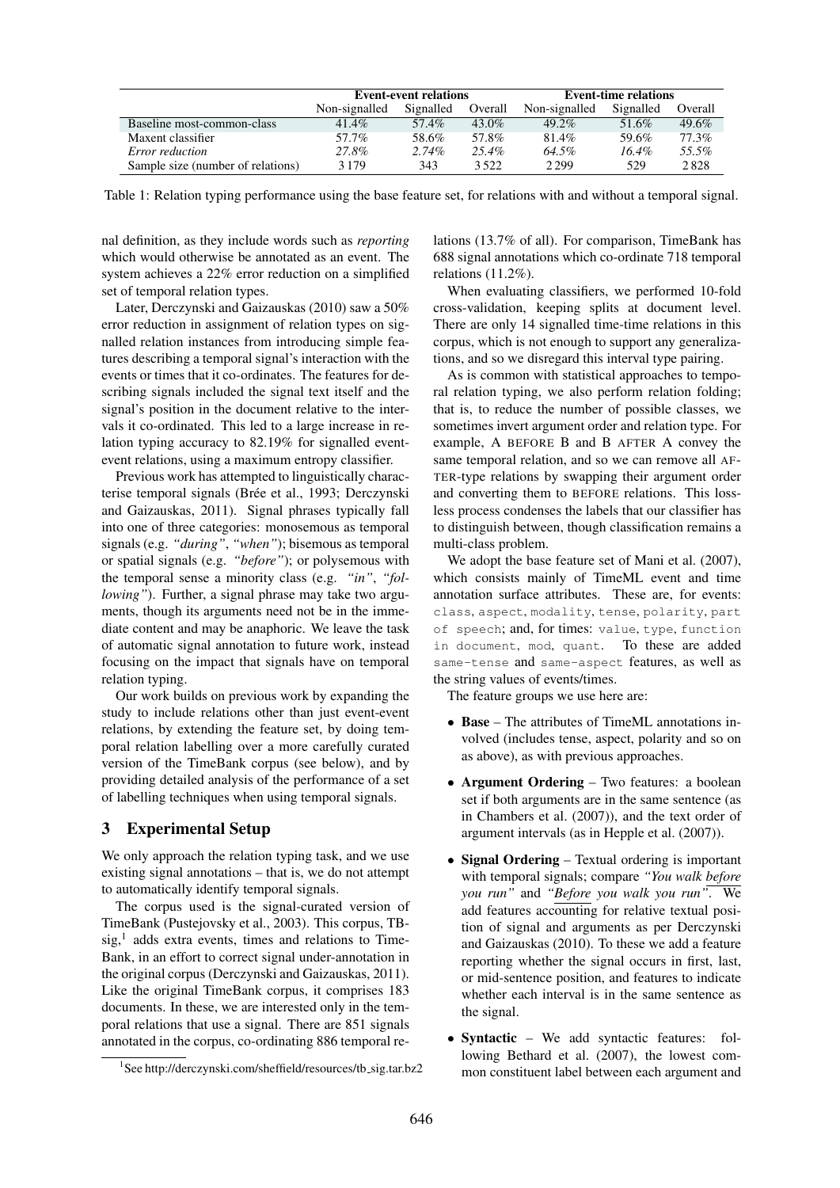| | Event-event relations | | | Event-time relations | | |
|---|---|---|---|---|---|---|
| | Non-signalled | Signalled | Overall | Non-signalled | Signalled | Overall |
| Baseline most-common-class | 41.4% | 57.4% | 43.0% | 49.2% | 51.6% | 49.6% |
| Maxent classifier | 57.7% | 58.6% | 57.8% | 81.4% | 59.6% | 77.3% |
| *Error reduction* | *27.8%* | *2.74%* | *25.4%* | *64.5%* | *16.4%* | *55.5%* |
| Sample size (number of relations) | 3 179 | 343 | 3 522 | 2 299 | 529 | 2 828 |

Table 1: Relation typing performance using the base feature set, for relations with and without a temporal signal.

nal definition, as they include words such as *reporting* which would otherwise be annotated as an event. The system achieves a 22% error reduction on a simplified set of temporal relation types.

Later, Derczynski and Gaizauskas (2010) saw a 50% error reduction in assignment of relation types on signalled relation instances from introducing simple features describing a temporal signal's interaction with the events or times that it co-ordinates. The features for describing signals included the signal text itself and the signal's position in the document relative to the intervals it co-ordinated. This led to a large increase in relation typing accuracy to 82.19% for signalled event-event relations, using a maximum entropy classifier.

Previous work has attempted to linguistically characterise temporal signals (Brée et al., 1993; Derczynski and Gaizauskas, 2011). Signal phrases typically fall into one of three categories: monosemous as temporal signals (e.g. *"during"*, *"when"*); bisemous as temporal or spatial signals (e.g. *"before"*); or polysemous with the temporal sense a minority class (e.g. *"in"*, *"following"*). Further, a signal phrase may take two arguments, though its arguments need not be in the immediate content and may be anaphoric. We leave the task of automatic signal annotation to future work, instead focusing on the impact that signals have on temporal relation typing.

Our work builds on previous work by expanding the study to include relations other than just event-event relations, by extending the feature set, by doing temporal relation labelling over a more carefully curated version of the TimeBank corpus (see below), and by providing detailed analysis of the performance of a set of labelling techniques when using temporal signals.

## 3 Experimental Setup

We only approach the relation typing task, and we use existing signal annotations – that is, we do not attempt to automatically identify temporal signals.

The corpus used is the signal-curated version of TimeBank (Pustejovsky et al., 2003). This corpus, TB-sig,[1] adds extra events, times and relations to TimeBank, in an effort to correct signal under-annotation in the original corpus (Derczynski and Gaizauskas, 2011). Like the original TimeBank corpus, it comprises 183 documents. In these, we are interested only in the temporal relations that use a signal. There are 851 signals annotated in the corpus, co-ordinating 886 temporal relations (13.7% of all). For comparison, TimeBank has 688 signal annotations which co-ordinate 718 temporal relations (11.2%).

[1] See http://derczynski.com/sheffield/resources/tb_sig.tar.bz2

When evaluating classifiers, we performed 10-fold cross-validation, keeping splits at document level. There are only 14 signalled time-time relations in this corpus, which is not enough to support any generalizations, and so we disregard this interval type pairing.

As is common with statistical approaches to temporal relation typing, we also perform relation folding; that is, to reduce the number of possible classes, we sometimes invert argument order and relation type. For example, A BEFORE B and B AFTER A convey the same temporal relation, and so we can remove all AFTER-type relations by swapping their argument order and converting them to BEFORE relations. This lossless process condenses the labels that our classifier has to distinguish between, though classification remains a multi-class problem.

We adopt the base feature set of Mani et al. (2007), which consists mainly of TimeML event and time annotation surface attributes. These are, for events: `class`, `aspect`, `modality`, `tense`, `polarity`, `part of speech`; and, for times: `value`, `type`, `function in document`, `mod`, `quant`. To these are added `same-tense` and `same-aspect` features, as well as the string values of events/times.

The feature groups we use here are:

- **Base** – The attributes of TimeML annotations involved (includes tense, aspect, polarity and so on as above), as with previous approaches.
- **Argument Ordering** – Two features: a boolean set if both arguments are in the same sentence (as in Chambers et al. (2007)), and the text order of argument intervals (as in Hepple et al. (2007)).
- **Signal Ordering** – Textual ordering is important with temporal signals; compare *"You walk before you run"* and *"Before you walk you run"*. We add features accounting for relative textual position of signal and arguments as per Derczynski and Gaizauskas (2010). To these we add a feature reporting whether the signal occurs in first, last, or mid-sentence position, and features to indicate whether each interval is in the same sentence as the signal.
- **Syntactic** – We add syntactic features: following Bethard et al. (2007), the lowest common constituent label between each argument and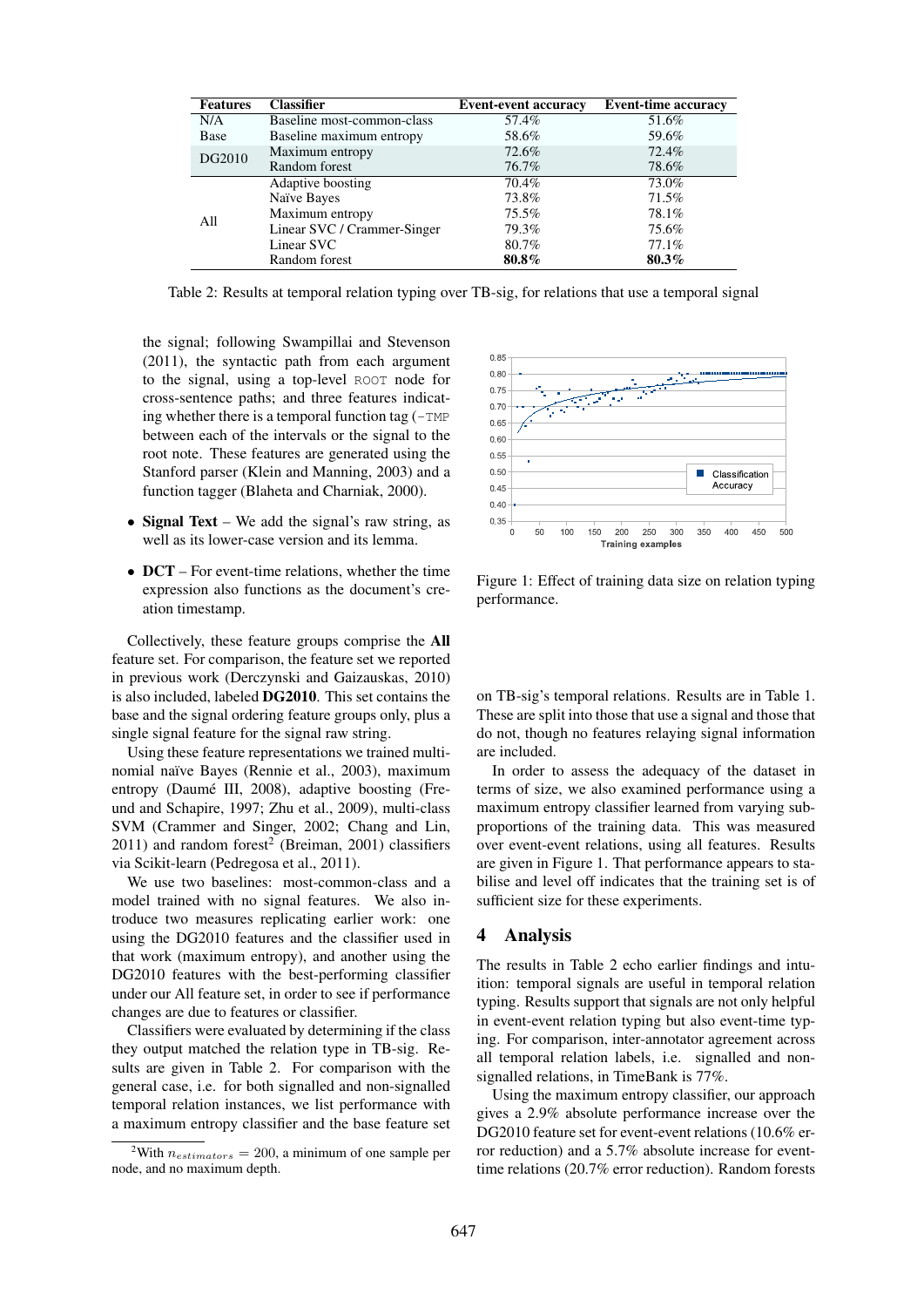| Features | Classifier | Event-event accuracy | Event-time accuracy |
|---|---|---|---|
| N/A | Baseline most-common-class | 57.4% | 51.6% |
| Base | Baseline maximum entropy | 58.6% | 59.6% |
| DG2010 | Maximum entropy | 72.6% | 72.4% |
| | Random forest | 76.7% | 78.6% |
| All | Adaptive boosting | 70.4% | 73.0% |
| | Naïve Bayes | 73.8% | 71.5% |
| | Maximum entropy | 75.5% | 78.1% |
| | Linear SVC / Crammer-Singer | 79.3% | 75.6% |
| | Linear SVC | 80.7% | 77.1% |
| | Random forest | **80.8%** | **80.3%** |

Table 2: Results at temporal relation typing over TB-sig, for relations that use a temporal signal

the signal; following Swampillai and Stevenson (2011), the syntactic path from each argument to the signal, using a top-level ROOT node for cross-sentence paths; and three features indicating whether there is a temporal function tag (-TMP between each of the intervals or the signal to the root note. These features are generated using the Stanford parser (Klein and Manning, 2003) and a function tagger (Blaheta and Charniak, 2000).

- **Signal Text** – We add the signal's raw string, as well as its lower-case version and its lemma.
- **DCT** – For event-time relations, whether the time expression also functions as the document's creation timestamp.

Collectively, these feature groups comprise the **All** feature set. For comparison, the feature set we reported in previous work (Derczynski and Gaizauskas, 2010) is also included, labeled **DG2010**. This set contains the base and the signal ordering feature groups only, plus a single signal feature for the signal raw string.

Using these feature representations we trained multinomial naïve Bayes (Rennie et al., 2003), maximum entropy (Daumé III, 2008), adaptive boosting (Freund and Schapire, 1997; Zhu et al., 2009), multi-class SVM (Crammer and Singer, 2002; Chang and Lin, 2011) and random forest[2] (Breiman, 2001) classifiers via Scikit-learn (Pedregosa et al., 2011).

We use two baselines: most-common-class and a model trained with no signal features. We also introduce two measures replicating earlier work: one using the DG2010 features and the classifier used in that work (maximum entropy), and another using the DG2010 features with the best-performing classifier under our All feature set, in order to see if performance changes are due to features or classifier.

Classifiers were evaluated by determining if the class they output matched the relation type in TB-sig. Results are given in Table 2. For comparison with the general case, i.e. for both signalled and non-signalled temporal relation instances, we list performance with a maximum entropy classifier and the base feature set on TB-sig's temporal relations. Results are in Table 1. These are split into those that use a signal and those that do not, though no features relaying signal information are included.

In order to assess the adequacy of the dataset in terms of size, we also examined performance using a maximum entropy classifier learned from varying subproportions of the training data. This was measured over event-event relations, using all features. Results are given in Figure 1. That performance appears to stabilise and level off indicates that the training set is of sufficient size for these experiments.

Figure 1: Effect of training data size on relation typing performance.

[2] With $n_{estimators} = 200$, a minimum of one sample per node, and no maximum depth.

## 4 Analysis

The results in Table 2 echo earlier findings and intuition: temporal signals are useful in temporal relation typing. Results support that signals are not only helpful in event-event relation typing but also event-time typing. For comparison, inter-annotator agreement across all temporal relation labels, i.e. signalled and non-signalled relations, in TimeBank is 77%.

Using the maximum entropy classifier, our approach gives a 2.9% absolute performance increase over the DG2010 feature set for event-event relations (10.6% error reduction) and a 5.7% absolute increase for event-time relations (20.7% error reduction). Random forests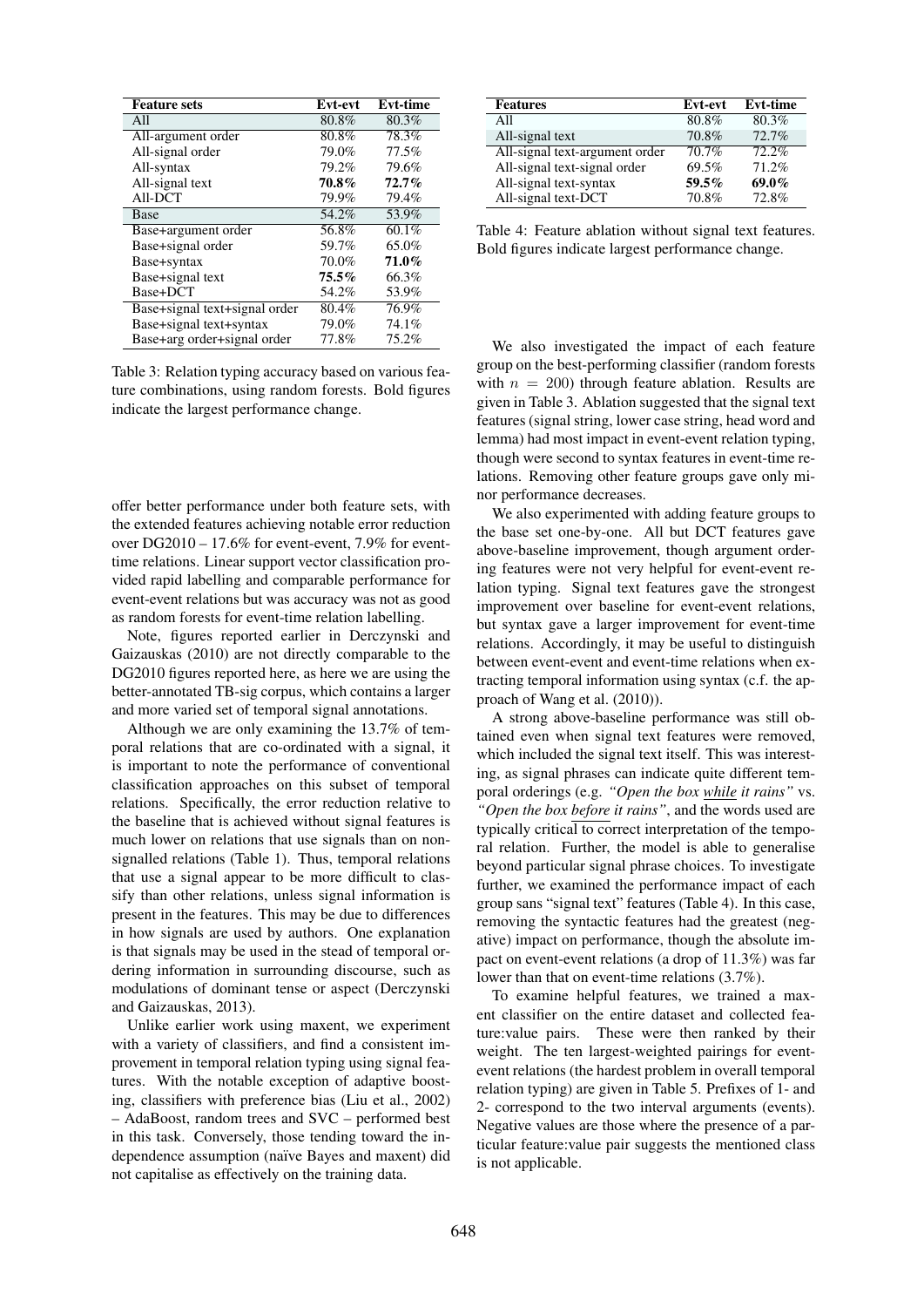| Feature sets | Evt-evt | Evt-time |
|---|---|---|
| All | 80.8% | 80.3% |
| All-argument order | 80.8% | 78.3% |
| All-signal order | 79.0% | 77.5% |
| All-syntax | 79.2% | 79.6% |
| All-signal text | **70.8%** | **72.7%** |
| All-DCT | 79.9% | 79.4% |
| Base | 54.2% | 53.9% |
| Base+argument order | 56.8% | 60.1% |
| Base+signal order | 59.7% | 65.0% |
| Base+syntax | 70.0% | **71.0%** |
| Base+signal text | **75.5%** | 66.3% |
| Base+DCT | 54.2% | 53.9% |
| Base+signal text+signal order | 80.4% | 76.9% |
| Base+signal text+syntax | 79.0% | 74.1% |
| Base+arg order+signal order | 77.8% | 75.2% |

Table 3: Relation typing accuracy based on various feature combinations, using random forests. Bold figures indicate the largest performance change.

offer better performance under both feature sets, with the extended features achieving notable error reduction over DG2010 – 17.6% for event-event, 7.9% for event-time relations. Linear support vector classification provided rapid labelling and comparable performance for event-event relations but was accuracy was not as good as random forests for event-time relation labelling.

Note, figures reported earlier in Derczynski and Gaizauskas (2010) are not directly comparable to the DG2010 figures reported here, as here we are using the better-annotated TB-sig corpus, which contains a larger and more varied set of temporal signal annotations.

Although we are only examining the 13.7% of temporal relations that are co-ordinated with a signal, it is important to note the performance of conventional classification approaches on this subset of temporal relations. Specifically, the error reduction relative to the baseline that is achieved without signal features is much lower on relations that use signals than on non-signalled relations (Table 1). Thus, temporal relations that use a signal appear to be more difficult to classify than other relations, unless signal information is present in the features. This may be due to differences in how signals are used by authors. One explanation is that signals may be used in the stead of temporal ordering information in surrounding discourse, such as modulations of dominant tense or aspect (Derczynski and Gaizauskas, 2013).

Unlike earlier work using maxent, we experiment with a variety of classifiers, and find a consistent improvement in temporal relation typing using signal features. With the notable exception of adaptive boosting, classifiers with preference bias (Liu et al., 2002) – AdaBoost, random trees and SVC – performed best in this task. Conversely, those tending toward the independence assumption (naïve Bayes and maxent) did not capitalise as effectively on the training data.

| Features | Evt-evt | Evt-time |
|---|---|---|
| All | 80.8% | 80.3% |
| All-signal text | 70.8% | 72.7% |
| All-signal text-argument order | 70.7% | 72.2% |
| All-signal text-signal order | 69.5% | 71.2% |
| All-signal text-syntax | **59.5%** | **69.0%** |
| All-signal text-DCT | 70.8% | 72.8% |

Table 4: Feature ablation without signal text features. Bold figures indicate largest performance change.

We also investigated the impact of each feature group on the best-performing classifier (random forests with $n = 200$) through feature ablation. Results are given in Table 3. Ablation suggested that the signal text features (signal string, lower case string, head word and lemma) had most impact in event-event relation typing, though were second to syntax features in event-time relations. Removing other feature groups gave only minor performance decreases.

We also experimented with adding feature groups to the base set one-by-one. All but DCT features gave above-baseline improvement, though argument ordering features were not very helpful for event-event relation typing. Signal text features gave the strongest improvement over baseline for event-event relations, but syntax gave a larger improvement for event-time relations. Accordingly, it may be useful to distinguish between event-event and event-time relations when extracting temporal information using syntax (c.f. the approach of Wang et al. (2010)).

A strong above-baseline performance was still obtained even when signal text features were removed, which included the signal text itself. This was interesting, as signal phrases can indicate quite different temporal orderings (e.g. *"Open the box while it rains"* vs. *"Open the box before it rains"*, and the words used are typically critical to correct interpretation of the temporal relation. Further, the model is able to generalise beyond particular signal phrase choices. To investigate further, we examined the performance impact of each group sans "signal text" features (Table 4). In this case, removing the syntactic features had the greatest (negative) impact on performance, though the absolute impact on event-event relations (a drop of 11.3%) was far lower than that on event-time relations (3.7%).

To examine helpful features, we trained a maxent classifier on the entire dataset and collected feature:value pairs. These were then ranked by their weight. The ten largest-weighted pairings for event-event relations (the hardest problem in overall temporal relation typing) are given in Table 5. Prefixes of 1- and 2- correspond to the two interval arguments (events). Negative values are those where the presence of a particular feature:value pair suggests the mentioned class is not applicable.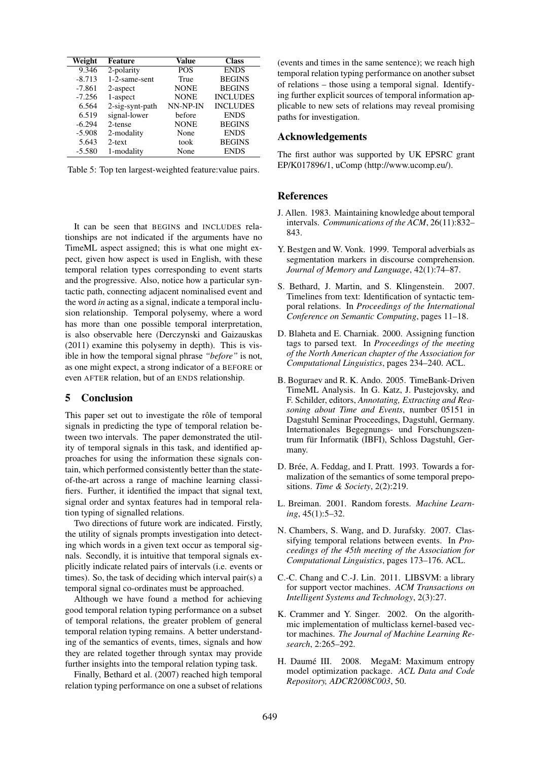| Weight | Feature | Value | Class |
|---|---|---|---|
| 9.346 | 2-polarity | POS | ENDS |
| -8.713 | 1-2-same-sent | True | BEGINS |
| -7.861 | 2-aspect | NONE | BEGINS |
| -7.256 | 1-aspect | NONE | INCLUDES |
| 6.564 | 2-sig-synt-path | NN-NP-IN | INCLUDES |
| 6.519 | signal-lower | before | ENDS |
| -6.294 | 2-tense | NONE | BEGINS |
| -5.908 | 2-modality | None | ENDS |
| 5.643 | 2-text | took | BEGINS |
| -5.580 | 1-modality | None | ENDS |

Table 5: Top ten largest-weighted feature:value pairs.

It can be seen that BEGINS and INCLUDES relationships are not indicated if the arguments have no TimeML aspect assigned; this is what one might expect, given how aspect is used in English, with these temporal relation types corresponding to event starts and the progressive. Also, notice how a particular syntactic path, connecting adjacent nominalised event and the word *in* acting as a signal, indicate a temporal inclusion relationship. Temporal polysemy, where a word has more than one possible temporal interpretation, is also observable here (Derczynski and Gaizauskas (2011) examine this polysemy in depth). This is visible in how the temporal signal phrase *"before"* is not, as one might expect, a strong indicator of a BEFORE or even AFTER relation, but of an ENDS relationship.

## 5 Conclusion

This paper set out to investigate the rôle of temporal signals in predicting the type of temporal relation between two intervals. The paper demonstrated the utility of temporal signals in this task, and identified approaches for using the information these signals contain, which performed consistently better than the state-of-the-art across a range of machine learning classifiers. Further, it identified the impact that signal text, signal order and syntax features had in temporal relation typing of signalled relations.

Two directions of future work are indicated. Firstly, the utility of signals prompts investigation into detecting which words in a given text occur as temporal signals. Secondly, it is intuitive that temporal signals explicitly indicate related pairs of intervals (i.e. events or times). So, the task of deciding which interval pair(s) a temporal signal co-ordinates must be approached.

Although we have found a method for achieving good temporal relation typing performance on a subset of temporal relations, the greater problem of general temporal relation typing remains. A better understanding of the semantics of events, times, signals and how they are related together through syntax may provide further insights into the temporal relation typing task.

Finally, Bethard et al. (2007) reached high temporal relation typing performance on one a subset of relations (events and times in the same sentence); we reach high temporal relation typing performance on another subset of relations – those using a temporal signal. Identifying further explicit sources of temporal information applicable to new sets of relations may reveal promising paths for investigation.

## Acknowledgements

The first author was supported by UK EPSRC grant EP/K017896/1, uComp (http://www.ucomp.eu/).

## References

J. Allen. 1983. Maintaining knowledge about temporal intervals. *Communications of the ACM*, 26(11):832–843.

Y. Bestgen and W. Vonk. 1999. Temporal adverbials as segmentation markers in discourse comprehension. *Journal of Memory and Language*, 42(1):74–87.

S. Bethard, J. Martin, and S. Klingenstein. 2007. Timelines from text: Identification of syntactic temporal relations. In *Proceedings of the International Conference on Semantic Computing*, pages 11–18.

D. Blaheta and E. Charniak. 2000. Assigning function tags to parsed text. In *Proceedings of the meeting of the North American chapter of the Association for Computational Linguistics*, pages 234–240. ACL.

B. Boguraev and R. K. Ando. 2005. TimeBank-Driven TimeML Analysis. In G. Katz, J. Pustejovsky, and F. Schilder, editors, *Annotating, Extracting and Reasoning about Time and Events*, number 05151 in Dagstuhl Seminar Proceedings, Dagstuhl, Germany. Internationales Begegnungs- und Forschungszentrum für Informatik (IBFI), Schloss Dagstuhl, Germany.

D. Brée, A. Feddag, and I. Pratt. 1993. Towards a formalization of the semantics of some temporal prepositions. *Time & Society*, 2(2):219.

L. Breiman. 2001. Random forests. *Machine Learning*, 45(1):5–32.

N. Chambers, S. Wang, and D. Jurafsky. 2007. Classifying temporal relations between events. In *Proceedings of the 45th meeting of the Association for Computational Linguistics*, pages 173–176. ACL.

C.-C. Chang and C.-J. Lin. 2011. LIBSVM: a library for support vector machines. *ACM Transactions on Intelligent Systems and Technology*, 2(3):27.

K. Crammer and Y. Singer. 2002. On the algorithmic implementation of multiclass kernel-based vector machines. *The Journal of Machine Learning Research*, 2:265–292.

H. Daumé III. 2008. MegaM: Maximum entropy model optimization package. *ACL Data and Code Repository, ADCR2008C003*, 50.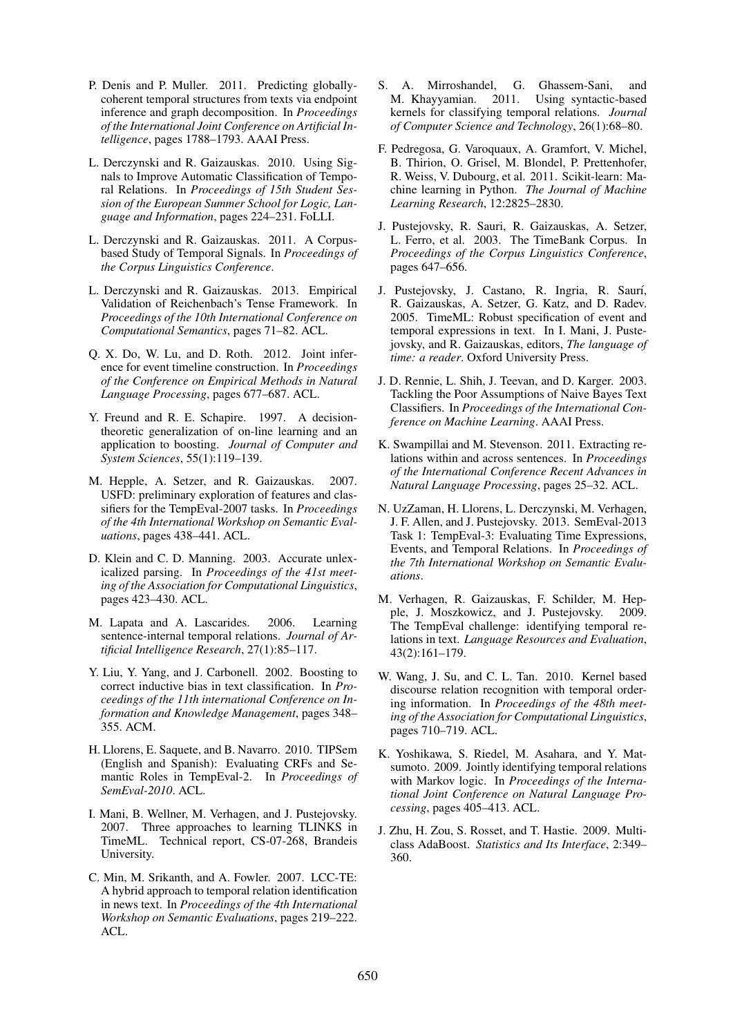P. Denis and P. Muller. 2011. Predicting globally-coherent temporal structures from texts via endpoint inference and graph decomposition. In *Proceedings of the International Joint Conference on Artificial Intelligence*, pages 1788–1793. AAAI Press.

L. Derczynski and R. Gaizauskas. 2010. Using Signals to Improve Automatic Classification of Temporal Relations. In *Proceedings of 15th Student Session of the European Summer School for Logic, Language and Information*, pages 224–231. FoLLI.

L. Derczynski and R. Gaizauskas. 2011. A Corpus-based Study of Temporal Signals. In *Proceedings of the Corpus Linguistics Conference*.

L. Derczynski and R. Gaizauskas. 2013. Empirical Validation of Reichenbach's Tense Framework. In *Proceedings of the 10th International Conference on Computational Semantics*, pages 71–82. ACL.

Q. X. Do, W. Lu, and D. Roth. 2012. Joint inference for event timeline construction. In *Proceedings of the Conference on Empirical Methods in Natural Language Processing*, pages 677–687. ACL.

Y. Freund and R. E. Schapire. 1997. A decision-theoretic generalization of on-line learning and an application to boosting. *Journal of Computer and System Sciences*, 55(1):119–139.

M. Hepple, A. Setzer, and R. Gaizauskas. 2007. USFD: preliminary exploration of features and classifiers for the TempEval-2007 tasks. In *Proceedings of the 4th International Workshop on Semantic Evaluations*, pages 438–441. ACL.

D. Klein and C. D. Manning. 2003. Accurate unlexicalized parsing. In *Proceedings of the 41st meeting of the Association for Computational Linguistics*, pages 423–430. ACL.

M. Lapata and A. Lascarides. 2006. Learning sentence-internal temporal relations. *Journal of Artificial Intelligence Research*, 27(1):85–117.

Y. Liu, Y. Yang, and J. Carbonell. 2002. Boosting to correct inductive bias in text classification. In *Proceedings of the 11th international Conference on Information and Knowledge Management*, pages 348–355. ACM.

H. Llorens, E. Saquete, and B. Navarro. 2010. TIPSem (English and Spanish): Evaluating CRFs and Semantic Roles in TempEval-2. In *Proceedings of SemEval-2010*. ACL.

I. Mani, B. Wellner, M. Verhagen, and J. Pustejovsky. 2007. Three approaches to learning TLINKS in TimeML. Technical report, CS-07-268, Brandeis University.

C. Min, M. Srikanth, and A. Fowler. 2007. LCC-TE: A hybrid approach to temporal relation identification in news text. In *Proceedings of the 4th International Workshop on Semantic Evaluations*, pages 219–222. ACL.

S. A. Mirroshandel, G. Ghassem-Sani, and M. Khayyamian. 2011. Using syntactic-based kernels for classifying temporal relations. *Journal of Computer Science and Technology*, 26(1):68–80.

F. Pedregosa, G. Varoquaux, A. Gramfort, V. Michel, B. Thirion, O. Grisel, M. Blondel, P. Prettenhofer, R. Weiss, V. Dubourg, et al. 2011. Scikit-learn: Machine learning in Python. *The Journal of Machine Learning Research*, 12:2825–2830.

J. Pustejovsky, R. Sauri, R. Gaizauskas, A. Setzer, L. Ferro, et al. 2003. The TimeBank Corpus. In *Proceedings of the Corpus Linguistics Conference*, pages 647–656.

J. Pustejovsky, J. Castano, R. Ingria, R. Saurí, R. Gaizauskas, A. Setzer, G. Katz, and D. Radev. 2005. TimeML: Robust specification of event and temporal expressions in text. In I. Mani, J. Pustejovsky, and R. Gaizauskas, editors, *The language of time: a reader*. Oxford University Press.

J. D. Rennie, L. Shih, J. Teevan, and D. Karger. 2003. Tackling the Poor Assumptions of Naive Bayes Text Classifiers. In *Proceedings of the International Conference on Machine Learning*. AAAI Press.

K. Swampillai and M. Stevenson. 2011. Extracting relations within and across sentences. In *Proceedings of the International Conference Recent Advances in Natural Language Processing*, pages 25–32. ACL.

N. UzZaman, H. Llorens, L. Derczynski, M. Verhagen, J. F. Allen, and J. Pustejovsky. 2013. SemEval-2013 Task 1: TempEval-3: Evaluating Time Expressions, Events, and Temporal Relations. In *Proceedings of the 7th International Workshop on Semantic Evaluations*.

M. Verhagen, R. Gaizauskas, F. Schilder, M. Hepple, J. Moszkowicz, and J. Pustejovsky. 2009. The TempEval challenge: identifying temporal relations in text. *Language Resources and Evaluation*, 43(2):161–179.

W. Wang, J. Su, and C. L. Tan. 2010. Kernel based discourse relation recognition with temporal ordering information. In *Proceedings of the 48th meeting of the Association for Computational Linguistics*, pages 710–719. ACL.

K. Yoshikawa, S. Riedel, M. Asahara, and Y. Matsumoto. 2009. Jointly identifying temporal relations with Markov logic. In *Proceedings of the International Joint Conference on Natural Language Processing*, pages 405–413. ACL.

J. Zhu, H. Zou, S. Rosset, and T. Hastie. 2009. Multi-class AdaBoost. *Statistics and Its Interface*, 2:349–360.